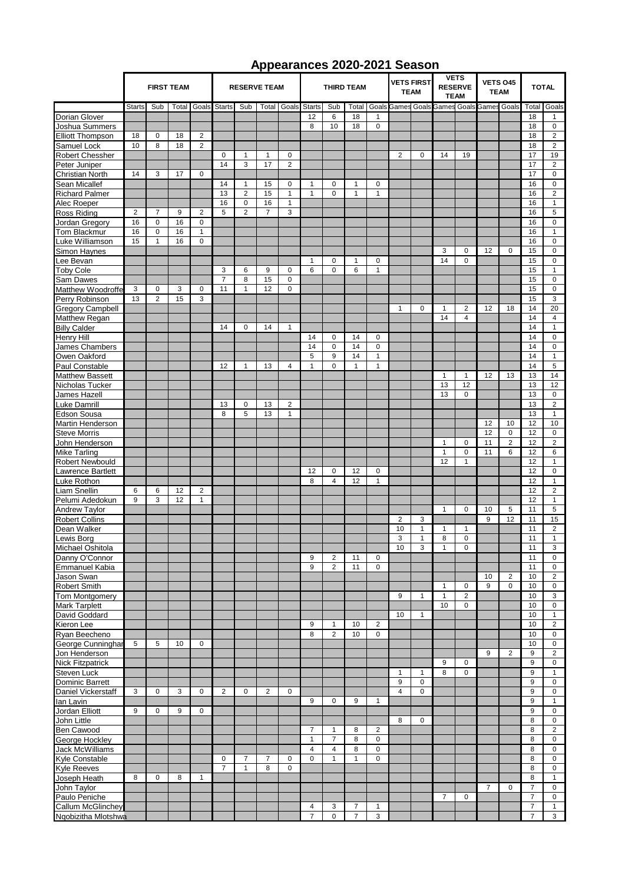# Appearances 2020-2021 Season

| | FIRST TEAM | | | | RESERVE TEAM | | | | THIRD TEAM | | | | VETS FIRST TEAM | | VETS RESERVE TEAM | | VETS O45 TEAM | | TOTAL | |
|---|---|---|---|---|---|---|---|---|---|---|---|---|---|---|---|---|---|---|---|---|
| | Starts | Sub | Total | Goals | Starts | Sub | Total | Goals | Starts | Sub | Total | Goals | Games | Goals | Games | Goals | Games | Goals | Total | Goals |
| Dorian Glover | | | | | | | | | 12 | 6 | 18 | 1 | | | | | | | 18 | 1 |
| Joshua Summers | | | | | | | | | 8 | 10 | 18 | 0 | | | | | | | 18 | 0 |
| Elliott Thompson | 18 | 0 | 18 | 2 | | | | | | | | | | | | | | | 18 | 2 |
| Samuel Lock | 10 | 8 | 18 | 2 | | | | | | | | | | | | | | | 18 | 2 |
| Robert Chessher | | | | | 0 | 1 | 1 | 0 | | | | | 2 | 0 | 14 | 19 | | | 17 | 19 |
| Peter Juniper | | | | | 14 | 3 | 17 | 2 | | | | | | | | | | | 17 | 2 |
| Christian North | 14 | 3 | 17 | 0 | | | | | | | | | | | | | | | 17 | 0 |
| Sean Micallef | | | | | 14 | 1 | 15 | 0 | 1 | 0 | 1 | 0 | | | | | | | 16 | 0 |
| Richard Palmer | | | | | 13 | 2 | 15 | 1 | 1 | 0 | 1 | 1 | | | | | | | 16 | 2 |
| Alec Roeper | | | | | 16 | 0 | 16 | 1 | | | | | | | | | | | 16 | 1 |
| Ross Riding | 2 | 7 | 9 | 2 | 5 | 2 | 7 | 3 | | | | | | | | | | | 16 | 5 |
| Jordan Gregory | 16 | 0 | 16 | 0 | | | | | | | | | | | | | | | 16 | 0 |
| Tom Blackmur | 16 | 0 | 16 | 1 | | | | | | | | | | | | | | | 16 | 1 |
| Luke Williamson | 15 | 1 | 16 | 0 | | | | | | | | | | | | | | | 16 | 0 |
| Simon Haynes | | | | | | | | | | | | | | | 3 | 0 | 12 | 0 | 15 | 0 |
| Lee Bevan | | | | | | | | | 1 | 0 | 1 | 0 | | | 14 | 0 | | | 15 | 0 |
| Toby Cole | | | | | 3 | 6 | 9 | 0 | 6 | 0 | 6 | 1 | | | | | | | 15 | 1 |
| Sam Dawes | | | | | 7 | 8 | 15 | 0 | | | | | | | | | | | 15 | 0 |
| Matthew Woodroffe | 3 | 0 | 3 | 0 | 11 | 1 | 12 | 0 | | | | | | | | | | | 15 | 0 |
| Perry Robinson | 13 | 2 | 15 | 3 | | | | | | | | | | | | | | | 15 | 3 |
| Gregory Campbell | | | | | | | | | | | | | 1 | 0 | 1 | 2 | 12 | 18 | 14 | 20 |
| Matthew Regan | | | | | | | | | | | | | | | 14 | 4 | | | 14 | 4 |
| Billy Calder | | | | | 14 | 0 | 14 | 1 | | | | | | | | | | | 14 | 1 |
| Henry Hill | | | | | | | | | 14 | 0 | 14 | 0 | | | | | | | 14 | 0 |
| James Chambers | | | | | | | | | 14 | 0 | 14 | 0 | | | | | | | 14 | 0 |
| Owen Oakford | | | | | | | | | 5 | 9 | 14 | 1 | | | | | | | 14 | 1 |
| Paul Constable | | | | | 12 | 1 | 13 | 4 | 1 | 0 | 1 | 1 | | | | | | | 14 | 5 |
| Matthew Bassett | | | | | | | | | | | | | | | 1 | 1 | 12 | 13 | 13 | 14 |
| Nicholas Tucker | | | | | | | | | | | | | | | 13 | 12 | | | 13 | 12 |
| James Hazell | | | | | | | | | | | | | | | 13 | 0 | | | 13 | 0 |
| Luke Damrill | | | | | 13 | 0 | 13 | 2 | | | | | | | | | | | 13 | 2 |
| Edson Sousa | | | | | 8 | 5 | 13 | 1 | | | | | | | | | | | 13 | 1 |
| Martin Henderson | | | | | | | | | | | | | | | | | 12 | 10 | 12 | 10 |
| Steve Morris | | | | | | | | | | | | | | | | | 12 | 0 | 12 | 0 |
| John Henderson | | | | | | | | | | | | | | | 1 | 0 | 11 | 2 | 12 | 2 |
| Mike Tarling | | | | | | | | | | | | | | | 1 | 0 | 11 | 6 | 12 | 6 |
| Robert Newbould | | | | | | | | | | | | | | | 12 | 1 | | | 12 | 1 |
| Lawrence Bartlett | | | | | | | | | 12 | 0 | 12 | 0 | | | | | | | 12 | 0 |
| Luke Rothon | | | | | | | | | 8 | 4 | 12 | 1 | | | | | | | 12 | 1 |
| Liam Snellin | 6 | 6 | 12 | 2 | | | | | | | | | | | | | | | 12 | 2 |
| Pelumi Adedokun | 9 | 3 | 12 | 1 | | | | | | | | | | | | | | | 12 | 1 |
| Andrew Taylor | | | | | | | | | | | | | | | 1 | 0 | 10 | 5 | 11 | 5 |
| Robert Collins | | | | | | | | | | | | | 2 | 3 | | | 9 | 12 | 11 | 15 |
| Dean Walker | | | | | | | | | | | | | 10 | 1 | 1 | 1 | | | 11 | 2 |
| Lewis Borg | | | | | | | | | | | | | 3 | 1 | 8 | 0 | | | 11 | 1 |
| Michael Oshitola | | | | | | | | | | | | | 10 | 3 | 1 | 0 | | | 11 | 3 |
| Danny O'Connor | | | | | | | | | 9 | 2 | 11 | 0 | | | | | | | 11 | 0 |
| Emmanuel Kabia | | | | | | | | | 9 | 2 | 11 | 0 | | | | | | | 11 | 0 |
| Jason Swan | | | | | | | | | | | | | | | | | 10 | 2 | 10 | 2 |
| Robert Smith | | | | | | | | | | | | | | | 1 | 0 | 9 | 0 | 10 | 0 |
| Tom Montgomery | | | | | | | | | | | | | 9 | 1 | 1 | 2 | | | 10 | 3 |
| Mark Tarplett | | | | | | | | | | | | | | | 10 | 0 | | | 10 | 0 |
| David Goddard | | | | | | | | | | | | | 10 | 1 | | | | | 10 | 1 |
| Kieron Lee | | | | | | | | | 9 | 1 | 10 | 2 | | | | | | | 10 | 2 |
| Ryan Beecheno | | | | | | | | | 8 | 2 | 10 | 0 | | | | | | | 10 | 0 |
| George Cunninghan | 5 | 5 | 10 | 0 | | | | | | | | | | | | | | | 10 | 0 |
| Jon Henderson | | | | | | | | | | | | | | | | | 9 | 2 | 9 | 2 |
| Nick Fitzpatrick | | | | | | | | | | | | | | | 9 | 0 | | | 9 | 0 |
| Steven Luck | | | | | | | | | | | | | 1 | 1 | 8 | 0 | | | 9 | 1 |
| Dominic Barrett | | | | | | | | | | | | | 9 | 0 | | | | | 9 | 0 |
| Daniel Vickerstaff | 3 | 0 | 3 | 0 | 2 | 0 | 2 | 0 | | | | | 4 | 0 | | | | | 9 | 0 |
| Ian Lavin | | | | | | | | | 9 | 0 | 9 | 1 | | | | | | | 9 | 1 |
| Jordan Elliott | 9 | 0 | 9 | 0 | | | | | | | | | | | | | | | 9 | 0 |
| John Little | | | | | | | | | | | | | 8 | 0 | | | | | 8 | 0 |
| Ben Cawood | | | | | | | | | 7 | 1 | 8 | 2 | | | | | | | 8 | 2 |
| George Hockley | | | | | | | | | 1 | 7 | 8 | 0 | | | | | | | 8 | 0 |
| Jack McWilliams | | | | | | | | | 4 | 4 | 8 | 0 | | | | | | | 8 | 0 |
| Kyle Constable | | | | | 0 | 7 | 7 | 0 | 0 | 1 | 1 | 0 | | | | | | | 8 | 0 |
| Kyle Reeves | | | | | 7 | 1 | 8 | 0 | | | | | | | | | | | 8 | 0 |
| Joseph Heath | 8 | 0 | 8 | 1 | | | | | | | | | | | | | | | 8 | 1 |
| John Taylor | | | | | | | | | | | | | | | | | 7 | 0 | 7 | 0 |
| Paulo Peniche | | | | | | | | | | | | | | | 7 | 0 | | | 7 | 0 |
| Callum McGlinchey | | | | | | | | | 4 | 3 | 7 | 1 | | | | | | | 7 | 1 |
| Ngobizitha Mlotshwa | | | | | | | | | 7 | 0 | 7 | 3 | | | | | | | 7 | 3 |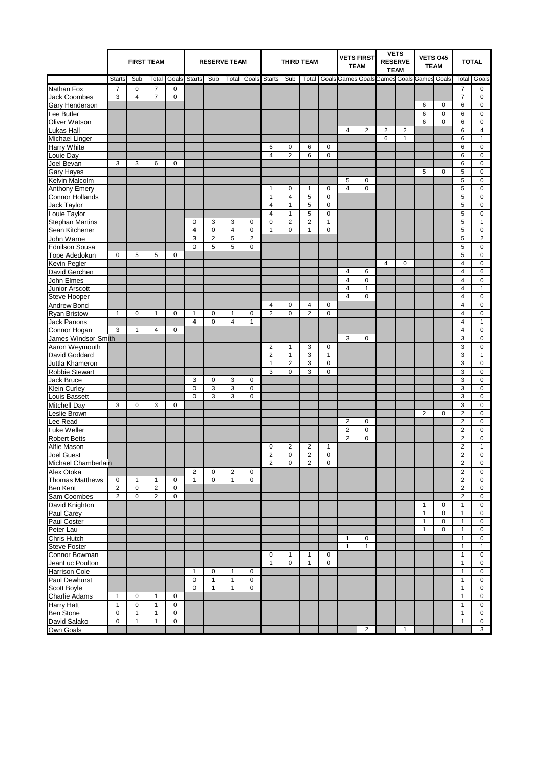| | FIRST TEAM | | | | RESERVE TEAM | | | | THIRD TEAM | | | | VETS FIRST TEAM | | VETS RESERVE TEAM | | VETS O45 TEAM | | TOTAL | |
|---|---|---|---|---|---|---|---|---|---|---|---|---|---|---|---|---|---|---|---|---|
| | Starts | Sub | Total | Goals | Starts | Sub | Total | Goals | Starts | Sub | Total | Goals | Games | Goals | Games | Goals | Games | Goals | Total | Goals |
| Nathan Fox | 7 | 0 | 7 | 0 | | | | | | | | | | | | | | | 7 | 0 |
| Jack Coombes | 3 | 4 | 7 | 0 | | | | | | | | | | | | | | | 7 | 0 |
| Gary Henderson | | | | | | | | | | | | | | | | | 6 | 0 | 6 | 0 |
| Lee Butler | | | | | | | | | | | | | | | | | 6 | 0 | 6 | 0 |
| Oliver Watson | | | | | | | | | | | | | | | | | 6 | 0 | 6 | 0 |
| Lukas Hall | | | | | | | | | | | | | 4 | 2 | 2 | 2 | | | 6 | 4 |
| Michael Linger | | | | | | | | | | | | | | | 6 | 1 | | | 6 | 1 |
| Harry White | | | | | | | | | 6 | 0 | 6 | 0 | | | | | | | 6 | 0 |
| Louie Day | | | | | | | | | 4 | 2 | 6 | 0 | | | | | | | 6 | 0 |
| Joel Bevan | 3 | 3 | 6 | 0 | | | | | | | | | | | | | | | 6 | 0 |
| Gary Hayes | | | | | | | | | | | | | | | | | 5 | 0 | 5 | 0 |
| Kelvin Malcolm | | | | | | | | | | | | | 5 | 0 | | | | | 5 | 0 |
| Anthony Emery | | | | | | | | | 1 | 0 | 1 | 0 | 4 | 0 | | | | | 5 | 0 |
| Connor Hollands | | | | | | | | | 1 | 4 | 5 | 0 | | | | | | | 5 | 0 |
| Jack Taylor | | | | | | | | | 4 | 1 | 5 | 0 | | | | | | | 5 | 0 |
| Louie Taylor | | | | | | | | | 4 | 1 | 5 | 0 | | | | | | | 5 | 0 |
| Stephan Martins | | | | | 0 | 3 | 3 | 0 | 0 | 2 | 2 | 1 | | | | | | | 5 | 1 |
| Sean Kitchener | | | | | 4 | 0 | 4 | 0 | 1 | 0 | 1 | 0 | | | | | | | 5 | 0 |
| John Warne | | | | | 3 | 2 | 5 | 2 | | | | | | | | | | | 5 | 2 |
| Ednilson Sousa | | | | | 0 | 5 | 5 | 0 | | | | | | | | | | | 5 | 0 |
| Tope Adedokun | 0 | 5 | 5 | 0 | | | | | | | | | | | | | | | 5 | 0 |
| Kevin Pegler | | | | | | | | | | | | | | | 4 | 0 | | | 4 | 0 |
| David Gerchen | | | | | | | | | | | | | 4 | 6 | | | | | 4 | 6 |
| John Elmes | | | | | | | | | | | | | 4 | 0 | | | | | 4 | 0 |
| Junior Arscott | | | | | | | | | | | | | 4 | 1 | | | | | 4 | 1 |
| Steve Hooper | | | | | | | | | | | | | 4 | 0 | | | | | 4 | 0 |
| Andrew Bond | | | | | | | | | 4 | 0 | 4 | 0 | | | | | | | 4 | 0 |
| Ryan Bristow | 1 | 0 | 1 | 0 | 1 | 0 | 1 | 0 | 2 | 0 | 2 | 0 | | | | | | | 4 | 0 |
| Jack Panons | | | | | 4 | 0 | 4 | 1 | | | | | | | | | | | 4 | 1 |
| Connor Hogan | 3 | 1 | 4 | 0 | | | | | | | | | | | | | | | 4 | 0 |
| James Windsor-Smith | | | | | | | | | | | | | 3 | 0 | | | | | 3 | 0 |
| Aaron Weymouth | | | | | | | | | 2 | 1 | 3 | 0 | | | | | | | 3 | 0 |
| David Goddard | | | | | | | | | 2 | 1 | 3 | 1 | | | | | | | 3 | 1 |
| Juttla Khameron | | | | | | | | | 1 | 2 | 3 | 0 | | | | | | | 3 | 0 |
| Robbie Stewart | | | | | | | | | 3 | 0 | 3 | 0 | | | | | | | 3 | 0 |
| Jack Bruce | | | | | 3 | 0 | 3 | 0 | | | | | | | | | | | 3 | 0 |
| Klein Curley | | | | | 0 | 3 | 3 | 0 | | | | | | | | | | | 3 | 0 |
| Louis Bassett | | | | | 0 | 3 | 3 | 0 | | | | | | | | | | | 3 | 0 |
| Mitchell Day | 3 | 0 | 3 | 0 | | | | | | | | | | | | | | | 3 | 0 |
| Leslie Brown | | | | | | | | | | | | | | | | | 2 | 0 | 2 | 0 |
| Lee Read | | | | | | | | | | | | | 2 | 0 | | | | | 2 | 0 |
| Luke Weller | | | | | | | | | | | | | 2 | 0 | | | | | 2 | 0 |
| Robert Betts | | | | | | | | | | | | | 2 | 0 | | | | | 2 | 0 |
| Alfie Mason | | | | | | | | | 0 | 2 | 2 | 1 | | | | | | | 2 | 1 |
| Joel Guest | | | | | | | | | 2 | 0 | 2 | 0 | | | | | | | 2 | 0 |
| Michael Chamberlain | | | | | | | | | 2 | 0 | 2 | 0 | | | | | | | 2 | 0 |
| Alex Otoka | | | | | 2 | 0 | 2 | 0 | | | | | | | | | | | 2 | 0 |
| Thomas Matthews | 0 | 1 | 1 | 0 | 1 | 0 | 1 | 0 | | | | | | | | | | | 2 | 0 |
| Ben Kent | 2 | 0 | 2 | 0 | | | | | | | | | | | | | | | 2 | 0 |
| Sam Coombes | 2 | 0 | 2 | 0 | | | | | | | | | | | | | | | 2 | 0 |
| David Knighton | | | | | | | | | | | | | | | | | 1 | 0 | 1 | 0 |
| Paul Carey | | | | | | | | | | | | | | | | | 1 | 0 | 1 | 0 |
| Paul Coster | | | | | | | | | | | | | | | | | 1 | 0 | 1 | 0 |
| Peter Lau | | | | | | | | | | | | | | | | | 1 | 0 | 1 | 0 |
| Chris Hutch | | | | | | | | | | | | | 1 | 0 | | | | | 1 | 0 |
| Steve Foster | | | | | | | | | | | | | 1 | 1 | | | | | 1 | 1 |
| Connor Bowman | | | | | | | | | 0 | 1 | 1 | 0 | | | | | | | 1 | 0 |
| JeanLuc Poulton | | | | | | | | | 1 | 0 | 1 | 0 | | | | | | | 1 | 0 |
| Harrison Cole | | | | | 1 | 0 | 1 | 0 | | | | | | | | | | | 1 | 0 |
| Paul Dewhurst | | | | | 0 | 1 | 1 | 0 | | | | | | | | | | | 1 | 0 |
| Scott Boyle | | | | | 0 | 1 | 1 | 0 | | | | | | | | | | | 1 | 0 |
| Charlie Adams | 1 | 0 | 1 | 0 | | | | | | | | | | | | | | | 1 | 0 |
| Harry Hatt | 1 | 0 | 1 | 0 | | | | | | | | | | | | | | | 1 | 0 |
| Ben Stone | 0 | 1 | 1 | 0 | | | | | | | | | | | | | | | 1 | 0 |
| David Salako | 0 | 1 | 1 | 0 | | | | | | | | | | | | | | | 1 | 0 |
| Own Goals | | | | | | | | | | | | | | 2 | | 1 | | | | 3 |